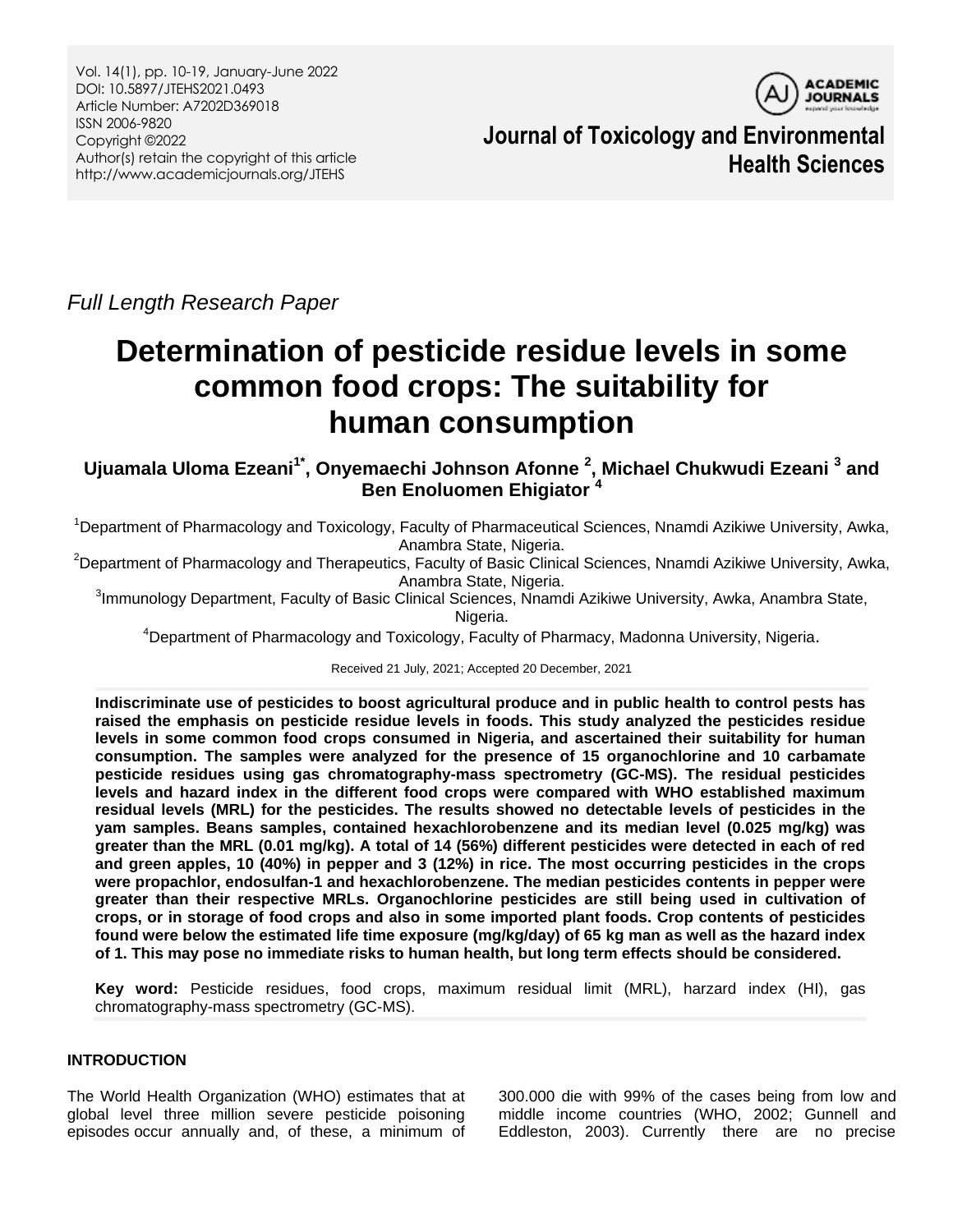*Full Length Research Paper*

# Determination of pesticide residue levels in some common food crops: The suitability for human consumption

**Ujuamala Uloma Ezeani[1*], Onyemaechi Johnson Afonne [2], Michael Chukwudi Ezeani [3] and Ben Enoluomen Ehigiator [4]**

[1]Department of Pharmacology and Toxicology, Faculty of Pharmaceutical Sciences, Nnamdi Azikiwe University, Awka, Anambra State, Nigeria.

[2]Department of Pharmacology and Therapeutics, Faculty of Basic Clinical Sciences, Nnamdi Azikiwe University, Awka, Anambra State, Nigeria.

[3]Immunology Department, Faculty of Basic Clinical Sciences, Nnamdi Azikiwe University, Awka, Anambra State, Nigeria.

[4]Department of Pharmacology and Toxicology, Faculty of Pharmacy, Madonna University, Nigeria.

Received 21 July, 2021; Accepted 20 December, 2021

**Indiscriminate use of pesticides to boost agricultural produce and in public health to control pests has raised the emphasis on pesticide residue levels in foods. This study analyzed the pesticides residue levels in some common food crops consumed in Nigeria, and ascertained their suitability for human consumption. The samples were analyzed for the presence of 15 organochlorine and 10 carbamate pesticide residues using gas chromatography-mass spectrometry (GC-MS). The residual pesticides levels and hazard index in the different food crops were compared with WHO established maximum residual levels (MRL) for the pesticides. The results showed no detectable levels of pesticides in the yam samples. Beans samples, contained hexachlorobenzene and its median level (0.025 mg/kg) was greater than the MRL (0.01 mg/kg). A total of 14 (56%) different pesticides were detected in each of red and green apples, 10 (40%) in pepper and 3 (12%) in rice. The most occurring pesticides in the crops were propachlor, endosulfan-1 and hexachlorobenzene. The median pesticides contents in pepper were greater than their respective MRLs. Organochlorine pesticides are still being used in cultivation of crops, or in storage of food crops and also in some imported plant foods. Crop contents of pesticides found were below the estimated life time exposure (mg/kg/day) of 65 kg man as well as the hazard index of 1. This may pose no immediate risks to human health, but long term effects should be considered.**

**Key word:** Pesticide residues, food crops, maximum residual limit (MRL), harzard index (HI), gas chromatography-mass spectrometry (GC-MS).

## INTRODUCTION

The World Health Organization (WHO) estimates that at global level three million severe pesticide poisoning episodes occur annually and, of these, a minimum of 300.000 die with 99% of the cases being from low and middle income countries (WHO, 2002; Gunnell and Eddleston, 2003). Currently there are no precise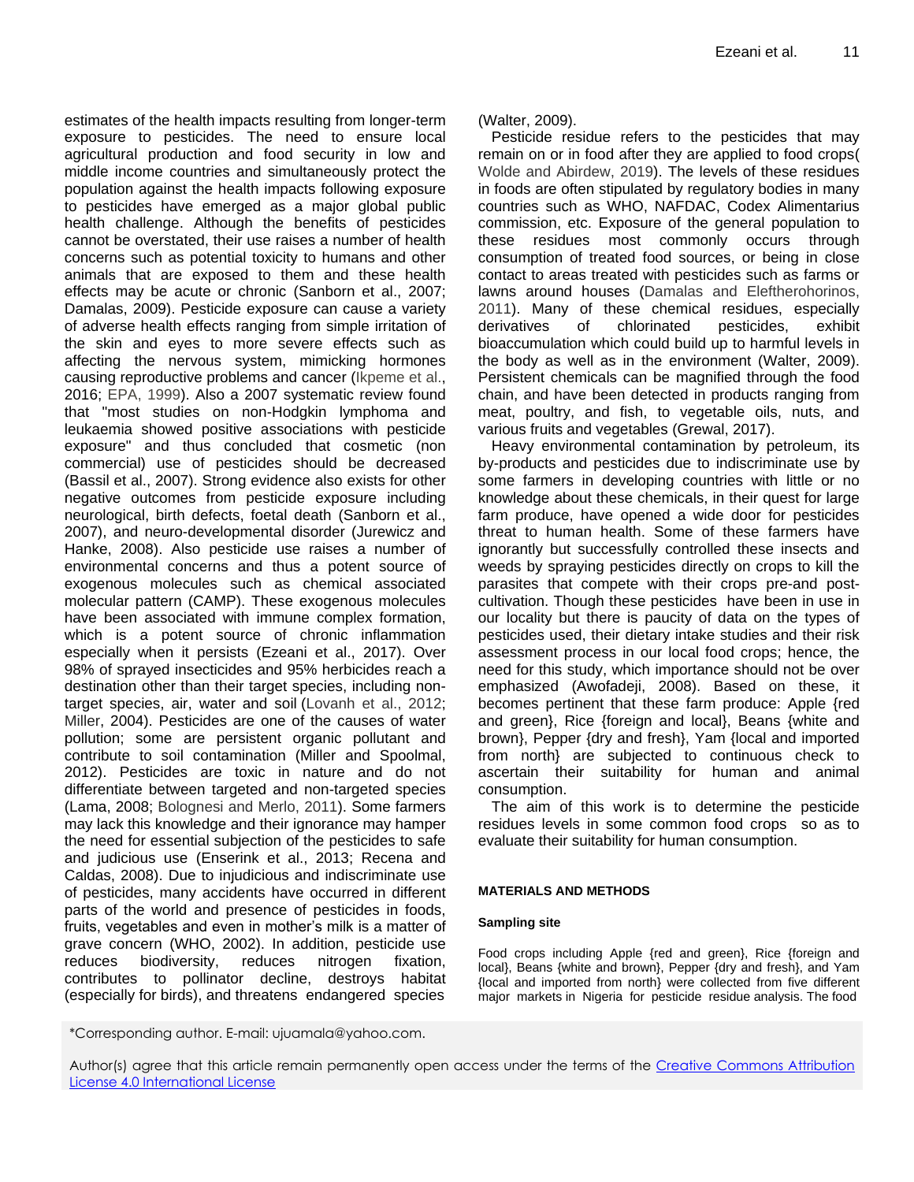estimates of the health impacts resulting from longer-term exposure to pesticides. The need to ensure local agricultural production and food security in low and middle income countries and simultaneously protect the population against the health impacts following exposure to pesticides have emerged as a major global public health challenge. Although the benefits of pesticides cannot be overstated, their use raises a number of health concerns such as potential toxicity to humans and other animals that are exposed to them and these health effects may be acute or chronic (Sanborn et al., 2007; Damalas, 2009). Pesticide exposure can cause a variety of adverse health effects ranging from simple irritation of the skin and eyes to more severe effects such as affecting the nervous system, mimicking hormones causing reproductive problems and cancer (Ikpeme et al., 2016; EPA, 1999). Also a 2007 systematic review found that "most studies on non-Hodgkin lymphoma and leukaemia showed positive associations with pesticide exposure" and thus concluded that cosmetic (non commercial) use of pesticides should be decreased (Bassil et al., 2007). Strong evidence also exists for other negative outcomes from pesticide exposure including neurological, birth defects, foetal death (Sanborn et al., 2007), and neuro-developmental disorder (Jurewicz and Hanke, 2008). Also pesticide use raises a number of environmental concerns and thus a potent source of exogenous molecules such as chemical associated molecular pattern (CAMP). These exogenous molecules have been associated with immune complex formation, which is a potent source of chronic inflammation especially when it persists (Ezeani et al., 2017). Over 98% of sprayed insecticides and 95% herbicides reach a destination other than their target species, including non-target species, air, water and soil (Lovanh et al., 2012; Miller, 2004). Pesticides are one of the causes of water pollution; some are persistent organic pollutant and contribute to soil contamination (Miller and Spoolmal, 2012). Pesticides are toxic in nature and do not differentiate between targeted and non-targeted species (Lama, 2008; Bolognesi and Merlo, 2011). Some farmers may lack this knowledge and their ignorance may hamper the need for essential subjection of the pesticides to safe and judicious use (Enserink et al., 2013; Recena and Caldas, 2008). Due to injudicious and indiscriminate use of pesticides, many accidents have occurred in different parts of the world and presence of pesticides in foods, fruits, vegetables and even in mother's milk is a matter of grave concern (WHO, 2002). In addition, pesticide use reduces biodiversity, reduces nitrogen fixation, contributes to pollinator decline, destroys habitat (especially for birds), and threatens endangered species (Walter, 2009).

Pesticide residue refers to the pesticides that may remain on or in food after they are applied to food crops( Wolde and Abirdew, 2019). The levels of these residues in foods are often stipulated by regulatory bodies in many countries such as WHO, NAFDAC, Codex Alimentarius commission, etc. Exposure of the general population to these residues most commonly occurs through consumption of treated food sources, or being in close contact to areas treated with pesticides such as farms or lawns around houses (Damalas and Eleftherohorinos, 2011). Many of these chemical residues, especially derivatives of chlorinated pesticides, exhibit bioaccumulation which could build up to harmful levels in the body as well as in the environment (Walter, 2009). Persistent chemicals can be magnified through the food chain, and have been detected in products ranging from meat, poultry, and fish, to vegetable oils, nuts, and various fruits and vegetables (Grewal, 2017).

Heavy environmental contamination by petroleum, its by-products and pesticides due to indiscriminate use by some farmers in developing countries with little or no knowledge about these chemicals, in their quest for large farm produce, have opened a wide door for pesticides threat to human health. Some of these farmers have ignorantly but successfully controlled these insects and weeds by spraying pesticides directly on crops to kill the parasites that compete with their crops pre-and post-cultivation. Though these pesticides have been in use in our locality but there is paucity of data on the types of pesticides used, their dietary intake studies and their risk assessment process in our local food crops; hence, the need for this study, which importance should not be over emphasized (Awofadeji, 2008). Based on these, it becomes pertinent that these farm produce: Apple {red and green}, Rice {foreign and local}, Beans {white and brown}, Pepper {dry and fresh}, Yam {local and imported from north} are subjected to continuous check to ascertain their suitability for human and animal consumption.

The aim of this work is to determine the pesticide residues levels in some common food crops so as to evaluate their suitability for human consumption.

## MATERIALS AND METHODS

### Sampling site

Food crops including Apple {red and green}, Rice {foreign and local}, Beans {white and brown}, Pepper {dry and fresh}, and Yam {local and imported from north} were collected from five different major markets in Nigeria for pesticide residue analysis. The food

*Corresponding author. E-mail: ujuamala@yahoo.com.

Author(s) agree that this article remain permanently open access under the terms of the Creative Commons Attribution License 4.0 International License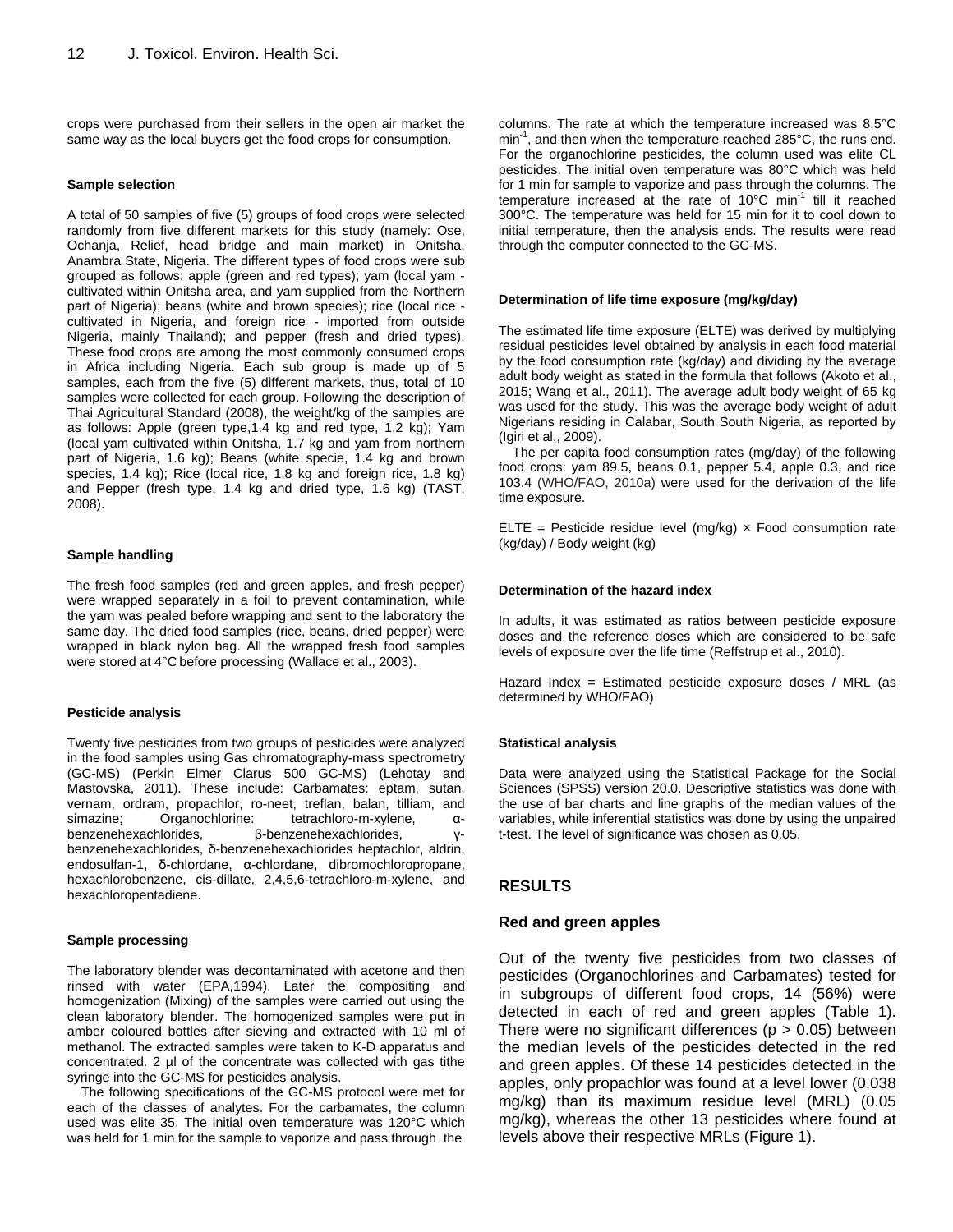crops were purchased from their sellers in the open air market the same way as the local buyers get the food crops for consumption.

### Sample selection

A total of 50 samples of five (5) groups of food crops were selected randomly from five different markets for this study (namely: Ose, Ochanja, Relief, head bridge and main market) in Onitsha, Anambra State, Nigeria. The different types of food crops were sub grouped as follows: apple (green and red types); yam (local yam - cultivated within Onitsha area, and yam supplied from the Northern part of Nigeria); beans (white and brown species); rice (local rice - cultivated in Nigeria, and foreign rice - imported from outside Nigeria, mainly Thailand); and pepper (fresh and dried types). These food crops are among the most commonly consumed crops in Africa including Nigeria. Each sub group is made up of 5 samples, each from the five (5) different markets, thus, total of 10 samples were collected for each group. Following the description of Thai Agricultural Standard (2008), the weight/kg of the samples are as follows: Apple (green type,1.4 kg and red type, 1.2 kg); Yam (local yam cultivated within Onitsha, 1.7 kg and yam from northern part of Nigeria, 1.6 kg); Beans (white specie, 1.4 kg and brown species, 1.4 kg); Rice (local rice, 1.8 kg and foreign rice, 1.8 kg) and Pepper (fresh type, 1.4 kg and dried type, 1.6 kg) (TAST, 2008).

### Sample handling

The fresh food samples (red and green apples, and fresh pepper) were wrapped separately in a foil to prevent contamination, while the yam was pealed before wrapping and sent to the laboratory the same day. The dried food samples (rice, beans, dried pepper) were wrapped in black nylon bag. All the wrapped fresh food samples were stored at 4°C before processing (Wallace et al., 2003).

### Pesticide analysis

Twenty five pesticides from two groups of pesticides were analyzed in the food samples using Gas chromatography-mass spectrometry (GC-MS) (Perkin Elmer Clarus 500 GC-MS) (Lehotay and Mastovska, 2011). These include: Carbamates: eptam, sutan, vernam, ordram, propachlor, ro-neet, treflan, balan, tilliam, and simazine; Organochlorine: tetrachloro-m-xylene, α-benzenehexachlorides, β-benzenehexachlorides, γ-benzenehexachlorides, δ-benzenehexachlorides heptachlor, aldrin, endosulfan-1, δ-chlordane, α-chlordane, dibromochloropropane, hexachlorobenzene, cis-dillate, 2,4,5,6-tetrachloro-m-xylene, and hexachloropentadiene.

### Sample processing

The laboratory blender was decontaminated with acetone and then rinsed with water (EPA,1994). Later the compositing and homogenization (Mixing) of the samples were carried out using the clean laboratory blender. The homogenized samples were put in amber coloured bottles after sieving and extracted with 10 ml of methanol. The extracted samples were taken to K-D apparatus and concentrated. 2 µl of the concentrate was collected with gas tithe syringe into the GC-MS for pesticides analysis.

The following specifications of the GC-MS protocol were met for each of the classes of analytes. For the carbamates, the column used was elite 35. The initial oven temperature was 120°C which was held for 1 min for the sample to vaporize and pass through the columns. The rate at which the temperature increased was 8.5°C $min^{-1}$, and then when the temperature reached 285°C, the runs end. For the organochlorine pesticides, the column used was elite CL pesticides. The initial oven temperature was 80°C which was held for 1 min for sample to vaporize and pass through the columns. The temperature increased at the rate of 10°C $min^{-1}$ till it reached 300°C. The temperature was held for 15 min for it to cool down to initial temperature, then the analysis ends. The results were read through the computer connected to the GC-MS.

### Determination of life time exposure (mg/kg/day)

The estimated life time exposure (ELTE) was derived by multiplying residual pesticides level obtained by analysis in each food material by the food consumption rate (kg/day) and dividing by the average adult body weight as stated in the formula that follows (Akoto et al., 2015; Wang et al., 2011). The average adult body weight of 65 kg was used for the study. This was the average body weight of adult Nigerians residing in Calabar, South South Nigeria, as reported by (Igiri et al., 2009).

The per capita food consumption rates (mg/day) of the following food crops: yam 89.5, beans 0.1, pepper 5.4, apple 0.3, and rice 103.4 (WHO/FAO, 2010a) were used for the derivation of the life time exposure.

ELTE = Pesticide residue level (mg/kg) × Food consumption rate (kg/day) / Body weight (kg)

### Determination of the hazard index

In adults, it was estimated as ratios between pesticide exposure doses and the reference doses which are considered to be safe levels of exposure over the life time (Reffstrup et al., 2010).

Hazard Index = Estimated pesticide exposure doses / MRL (as determined by WHO/FAO)

### Statistical analysis

Data were analyzed using the Statistical Package for the Social Sciences (SPSS) version 20.0. Descriptive statistics was done with the use of bar charts and line graphs of the median values of the variables, while inferential statistics was done by using the unpaired t-test. The level of significance was chosen as 0.05.

## RESULTS

### Red and green apples

Out of the twenty five pesticides from two classes of pesticides (Organochlorines and Carbamates) tested for in subgroups of different food crops, 14 (56%) were detected in each of red and green apples (Table 1). There were no significant differences ($p > 0.05$) between the median levels of the pesticides detected in the red and green apples. Of these 14 pesticides detected in the apples, only propachlor was found at a level lower (0.038 mg/kg) than its maximum residue level (MRL) (0.05 mg/kg), whereas the other 13 pesticides where found at levels above their respective MRLs (Figure 1).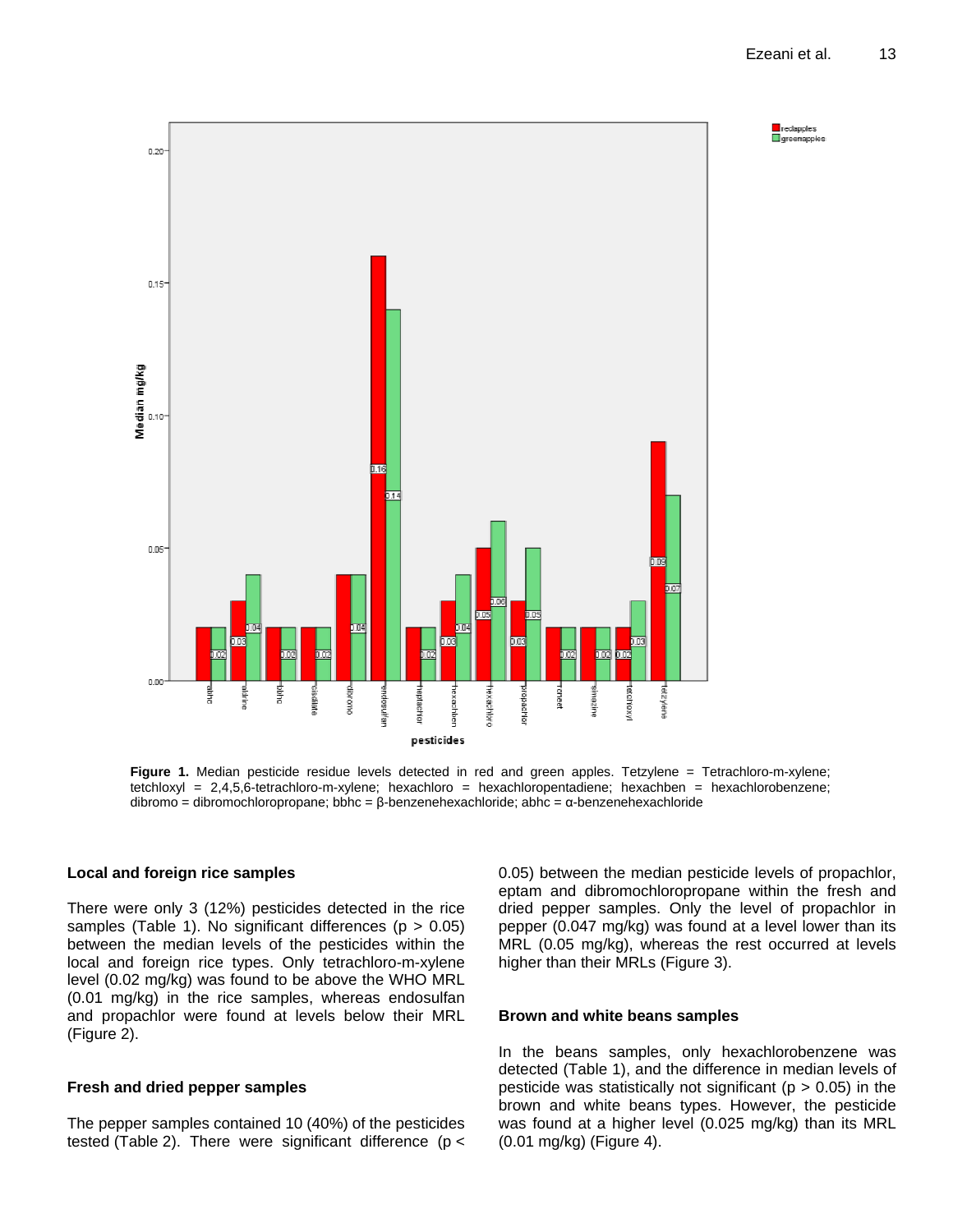**Figure 1.** Median pesticide residue levels detected in red and green apples. Tetzylene = Tetrachloro-m-xylene; tetchloxyl = 2,4,5,6-tetrachloro-m-xylene; hexachloro = hexachloropentadiene; hexachben = hexachlorobenzene; dibromo = dibromochloropropane; bbhc = β-benzenehexachloride; abhc = α-benzenehexachloride

### Local and foreign rice samples

There were only 3 (12%) pesticides detected in the rice samples (Table 1). No significant differences ($p > 0.05$) between the median levels of the pesticides within the local and foreign rice types. Only tetrachloro-m-xylene level (0.02 mg/kg) was found to be above the WHO MRL (0.01 mg/kg) in the rice samples, whereas endosulfan and propachlor were found at levels below their MRL (Figure 2).

### Fresh and dried pepper samples

The pepper samples contained 10 (40%) of the pesticides tested (Table 2). There were significant difference ($p < 0.05$) between the median pesticide levels of propachlor, eptam and dibromochloropropane within the fresh and dried pepper samples. Only the level of propachlor in pepper (0.047 mg/kg) was found at a level lower than its MRL (0.05 mg/kg), whereas the rest occurred at levels higher than their MRLs (Figure 3).

### Brown and white beans samples

In the beans samples, only hexachlorobenzene was detected (Table 1), and the difference in median levels of pesticide was statistically not significant ($p > 0.05$) in the brown and white beans types. However, the pesticide was found at a higher level (0.025 mg/kg) than its MRL (0.01 mg/kg) (Figure 4).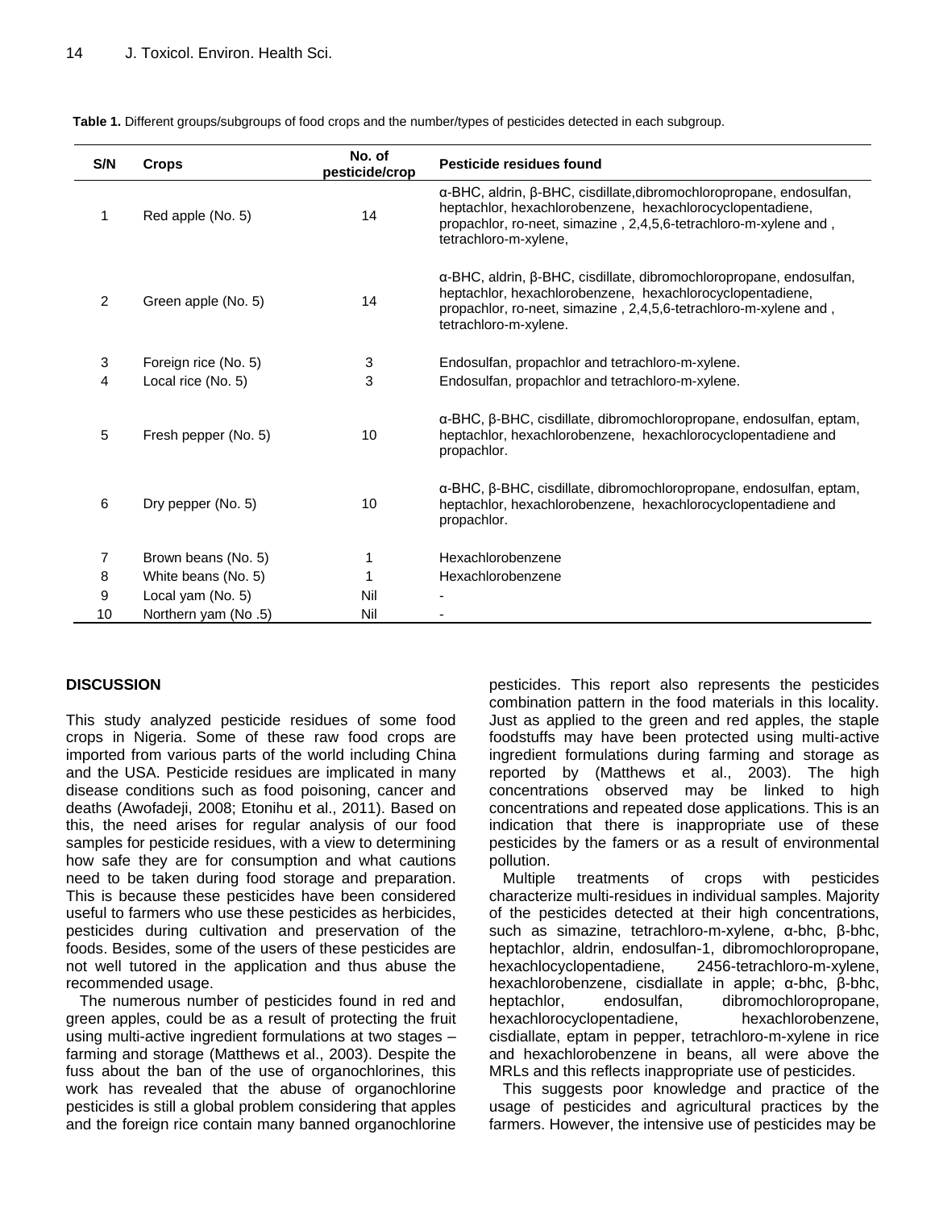**Table 1.** Different groups/subgroups of food crops and the number/types of pesticides detected in each subgroup.

| S/N | Crops | No. of pesticide/crop | Pesticide residues found |
|---|---|---|---|
| 1 | Red apple (No. 5) | 14 | α-BHC, aldrin, β-BHC, cisdillate,dibromochloropropane, endosulfan, heptachlor, hexachlorobenzene, hexachlorocyclopentadiene, propachlor, ro-neet, simazine , 2,4,5,6-tetrachloro-m-xylene and , tetrachloro-m-xylene, |
| 2 | Green apple (No. 5) | 14 | α-BHC, aldrin, β-BHC, cisdillate, dibromochloropropane, endosulfan, heptachlor, hexachlorobenzene, hexachlorocyclopentadiene, propachlor, ro-neet, simazine , 2,4,5,6-tetrachloro-m-xylene and , tetrachloro-m-xylene. |
| 3 | Foreign rice (No. 5) | 3 | Endosulfan, propachlor and tetrachloro-m-xylene. |
| 4 | Local rice (No. 5) | 3 | Endosulfan, propachlor and tetrachloro-m-xylene. |
| 5 | Fresh pepper (No. 5) | 10 | α-BHC, β-BHC, cisdillate, dibromochloropropane, endosulfan, eptam, heptachlor, hexachlorobenzene, hexachlorocyclopentadiene and propachlor. |
| 6 | Dry pepper (No. 5) | 10 | α-BHC, β-BHC, cisdillate, dibromochloropropane, endosulfan, eptam, heptachlor, hexachlorobenzene, hexachlorocyclopentadiene and propachlor. |
| 7 | Brown beans (No. 5) | 1 | Hexachlorobenzene |
| 8 | White beans (No. 5) | 1 | Hexachlorobenzene |
| 9 | Local yam (No. 5) | Nil | - |
| 10 | Northern yam (No .5) | Nil | - |

## DISCUSSION

This study analyzed pesticide residues of some food crops in Nigeria. Some of these raw food crops are imported from various parts of the world including China and the USA. Pesticide residues are implicated in many disease conditions such as food poisoning, cancer and deaths (Awofadeji, 2008; Etonihu et al., 2011). Based on this, the need arises for regular analysis of our food samples for pesticide residues, with a view to determining how safe they are for consumption and what cautions need to be taken during food storage and preparation. This is because these pesticides have been considered useful to farmers who use these pesticides as herbicides, pesticides during cultivation and preservation of the foods. Besides, some of the users of these pesticides are not well tutored in the application and thus abuse the recommended usage.

The numerous number of pesticides found in red and green apples, could be as a result of protecting the fruit using multi-active ingredient formulations at two stages – farming and storage (Matthews et al., 2003). Despite the fuss about the ban of the use of organochlorines, this work has revealed that the abuse of organochlorine pesticides is still a global problem considering that apples and the foreign rice contain many banned organochlorine pesticides. This report also represents the pesticides combination pattern in the food materials in this locality. Just as applied to the green and red apples, the staple foodstuffs may have been protected using multi-active ingredient formulations during farming and storage as reported by (Matthews et al., 2003). The high concentrations observed may be linked to high concentrations and repeated dose applications. This is an indication that there is inappropriate use of these pesticides by the famers or as a result of environmental pollution.

Multiple treatments of crops with pesticides characterize multi-residues in individual samples. Majority of the pesticides detected at their high concentrations, such as simazine, tetrachloro-m-xylene, α-bhc, β-bhc, heptachlor, aldrin, endosulfan-1, dibromochloropropane, hexachlocyclopentadiene, 2456-tetrachloro-m-xylene, hexachlorobenzene, cisdiallate in apple; α-bhc, β-bhc, heptachlor, endosulfan, dibromochloropropane, hexachlorocyclopentadiene, hexachlorobenzene, cisdiallate, eptam in pepper, tetrachloro-m-xylene in rice and hexachlorobenzene in beans, all were above the MRLs and this reflects inappropriate use of pesticides.

This suggests poor knowledge and practice of the usage of pesticides and agricultural practices by the farmers. However, the intensive use of pesticides may be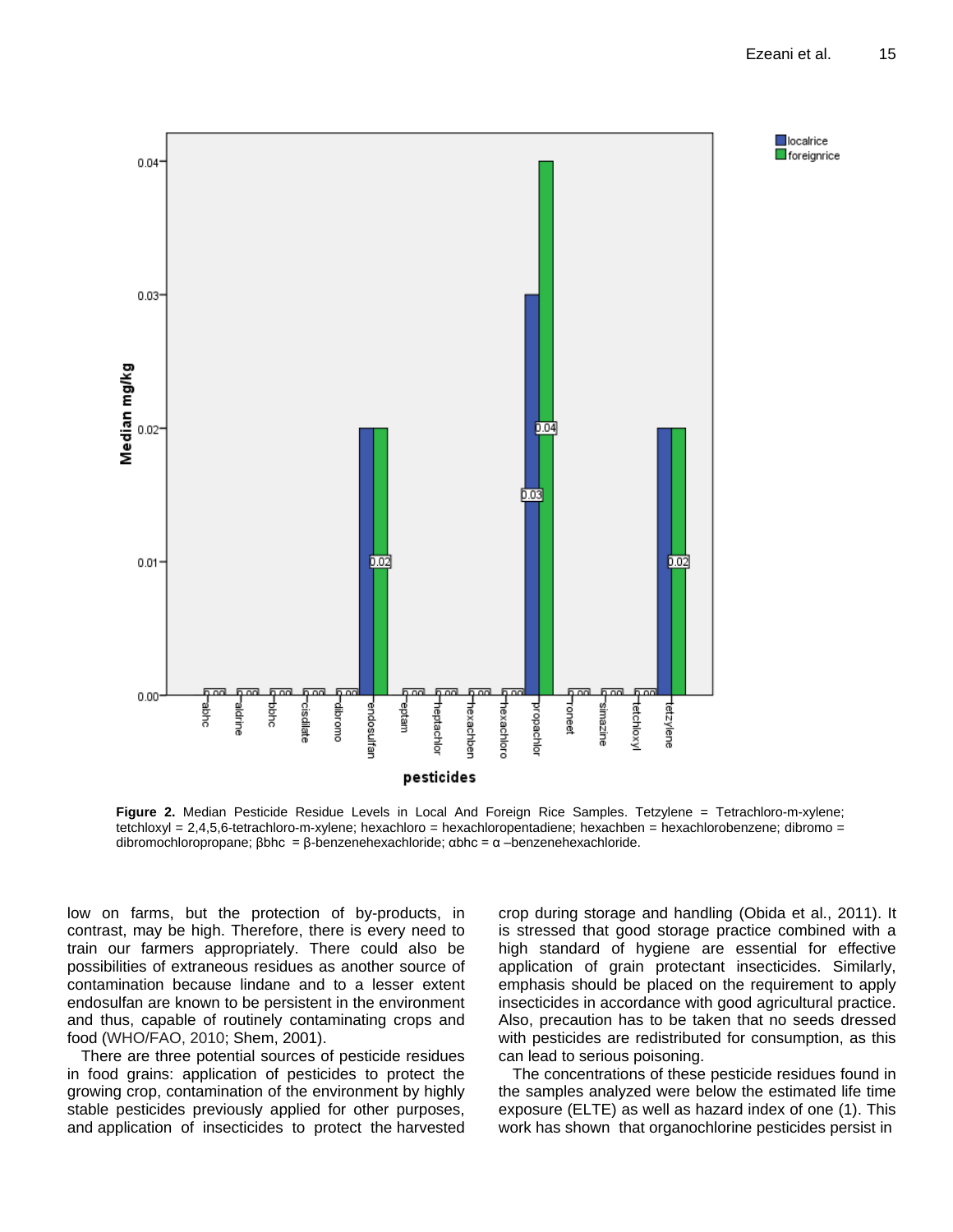**Figure 2.** Median Pesticide Residue Levels in Local And Foreign Rice Samples. Tetzylene = Tetrachloro-m-xylene; tetchloxyl = 2,4,5,6-tetrachloro-m-xylene; hexachloro = hexachloropentadiene; hexachben = hexachlorobenzene; dibromo = dibromochloropropane; βbhc = β-benzenehexachloride; αbhc = α –benzenehexachloride.

low on farms, but the protection of by-products, in contrast, may be high. Therefore, there is every need to train our farmers appropriately. There could also be possibilities of extraneous residues as another source of contamination because lindane and to a lesser extent endosulfan are known to be persistent in the environment and thus, capable of routinely contaminating crops and food (WHO/FAO, 2010; Shem, 2001).

There are three potential sources of pesticide residues in food grains: application of pesticides to protect the growing crop, contamination of the environment by highly stable pesticides previously applied for other purposes, and application of insecticides to protect the harvested crop during storage and handling (Obida et al., 2011). It is stressed that good storage practice combined with a high standard of hygiene are essential for effective application of grain protectant insecticides. Similarly, emphasis should be placed on the requirement to apply insecticides in accordance with good agricultural practice. Also, precaution has to be taken that no seeds dressed with pesticides are redistributed for consumption, as this can lead to serious poisoning.

The concentrations of these pesticide residues found in the samples analyzed were below the estimated life time exposure (ELTE) as well as hazard index of one (1). This work has shown that organochlorine pesticides persist in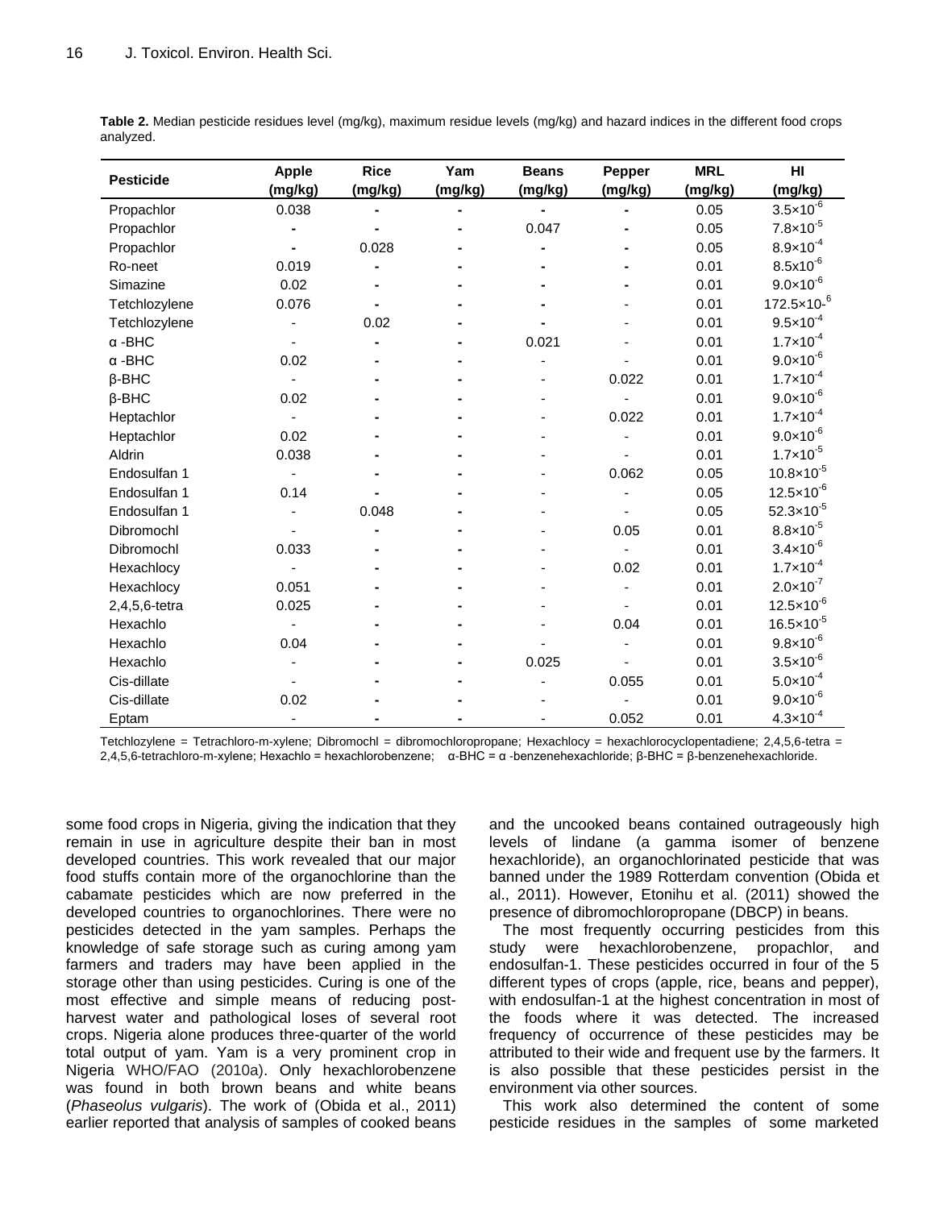**Table 2.** Median pesticide residues level (mg/kg), maximum residue levels (mg/kg) and hazard indices in the different food crops analyzed.

| Pesticide | Apple (mg/kg) | Rice (mg/kg) | Yam (mg/kg) | Beans (mg/kg) | Pepper (mg/kg) | MRL (mg/kg) | HI (mg/kg) |
|---|---|---|---|---|---|---|---|
| Propachlor | 0.038 | - | - | - | - | 0.05 | $3.5\times10^{-6}$ |
| Propachlor | - | - | - | 0.047 | - | 0.05 | $7.8\times10^{-5}$ |
| Propachlor | - | 0.028 | - | - | - | 0.05 | $8.9\times10^{-4}$ |
| Ro-neet | 0.019 | - | - | - | - | 0.01 | $8.5\times10^{-6}$ |
| Simazine | 0.02 | - | - | - | - | 0.01 | $9.0\times10^{-6}$ |
| Tetchlozylene | 0.076 | - | - | - | - | 0.01 | $172.5\times10^{-6}$ |
| Tetchlozylene | - | 0.02 | - | - | - | 0.01 | $9.5\times10^{-4}$ |
| α -BHC | - | - | - | 0.021 | - | 0.01 | $1.7\times10^{-4}$ |
| α -BHC | 0.02 | - | - | - | - | 0.01 | $9.0\times10^{-6}$ |
| β-BHC | - | - | - | - | 0.022 | 0.01 | $1.7\times10^{-4}$ |
| β-BHC | 0.02 | - | - | - | - | 0.01 | $9.0\times10^{-6}$ |
| Heptachlor | - | - | - | - | 0.022 | 0.01 | $1.7\times10^{-4}$ |
| Heptachlor | 0.02 | - | - | - | - | 0.01 | $9.0\times10^{-6}$ |
| Aldrin | 0.038 | - | - | - | - | 0.01 | $1.7\times10^{-5}$ |
| Endosulfan 1 | - | - | - | - | 0.062 | 0.05 | $10.8\times10^{-5}$ |
| Endosulfan 1 | 0.14 | - | - | - | - | 0.05 | $12.5\times10^{-6}$ |
| Endosulfan 1 | - | 0.048 | - | - | - | 0.05 | $52.3\times10^{-5}$ |
| Dibromochl | - | - | - | - | 0.05 | 0.01 | $8.8\times10^{-5}$ |
| Dibromochl | 0.033 | - | - | - | - | 0.01 | $3.4\times10^{-6}$ |
| Hexachlocy | - | - | - | - | 0.02 | 0.01 | $1.7\times10^{-4}$ |
| Hexachlocy | 0.051 | - | - | - | - | 0.01 | $2.0\times10^{-7}$ |
| 2,4,5,6-tetra | 0.025 | - | - | - | - | 0.01 | $12.5\times10^{-6}$ |
| Hexachlo | - | - | - | - | 0.04 | 0.01 | $16.5\times10^{-5}$ |
| Hexachlo | 0.04 | - | - | - | - | 0.01 | $9.8\times10^{-6}$ |
| Hexachlo | - | - | - | 0.025 | - | 0.01 | $3.5\times10^{-6}$ |
| Cis-dillate | - | - | - | - | 0.055 | 0.01 | $5.0\times10^{-4}$ |
| Cis-dillate | 0.02 | - | - | - | - | 0.01 | $9.0\times10^{-6}$ |
| Eptam | - | - | - | - | 0.052 | 0.01 | $4.3\times10^{-4}$ |

Tetchlozylene = Tetrachloro-m-xylene; Dibromochl = dibromochloropropane; Hexachlocy = hexachlorocyclopentadiene; 2,4,5,6-tetra = 2,4,5,6-tetrachloro-m-xylene; Hexachlo = hexachlorobenzene; α-BHC = α -benzenehexachloride; β-BHC = β-benzenehexachloride.

some food crops in Nigeria, giving the indication that they remain in use in agriculture despite their ban in most developed countries. This work revealed that our major food stuffs contain more of the organochlorine than the cabamate pesticides which are now preferred in the developed countries to organochlorines. There were no pesticides detected in the yam samples. Perhaps the knowledge of safe storage such as curing among yam farmers and traders may have been applied in the storage other than using pesticides. Curing is one of the most effective and simple means of reducing post-harvest water and pathological loses of several root crops. Nigeria alone produces three-quarter of the world total output of yam. Yam is a very prominent crop in Nigeria WHO/FAO (2010a). Only hexachlorobenzene was found in both brown beans and white beans (*Phaseolus vulgaris*). The work of (Obida et al., 2011) earlier reported that analysis of samples of cooked beans and the uncooked beans contained outrageously high levels of lindane (a gamma isomer of benzene hexachloride), an organochlorinated pesticide that was banned under the 1989 Rotterdam convention (Obida et al., 2011). However, Etonihu et al. (2011) showed the presence of dibromochloropropane (DBCP) in beans.

The most frequently occurring pesticides from this study were hexachlorobenzene, propachlor, and endosulfan-1. These pesticides occurred in four of the 5 different types of crops (apple, rice, beans and pepper), with endosulfan-1 at the highest concentration in most of the foods where it was detected. The increased frequency of occurrence of these pesticides may be attributed to their wide and frequent use by the farmers. It is also possible that these pesticides persist in the environment via other sources.

This work also determined the content of some pesticide residues in the samples of some marketed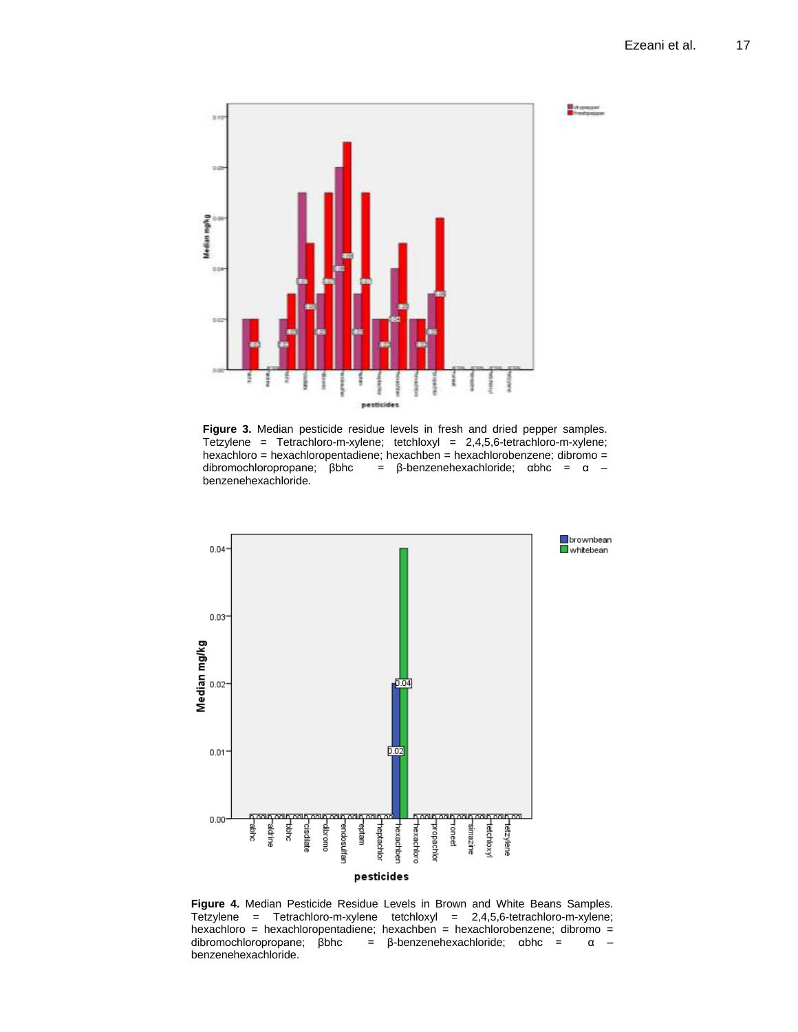**Figure 3.** Median pesticide residue levels in fresh and dried pepper samples. Tetzylene = Tetrachloro-m-xylene; tetchloxyl = 2,4,5,6-tetrachloro-m-xylene; hexachloro = hexachloropentadiene; hexachben = hexachlorobenzene; dibromo = dibromochloropropane; βbhc = β-benzenehexachloride; αbhc = α – benzenehexachloride.

**Figure 4.** Median Pesticide Residue Levels in Brown and White Beans Samples. Tetzylene = Tetrachloro-m-xylene tetchloxyl = 2,4,5,6-tetrachloro-m-xylene; hexachloro = hexachloropentadiene; hexachben = hexachlorobenzene; dibromo = dibromochloropropane; βbhc = β-benzenehexachloride; αbhc = α – benzenehexachloride.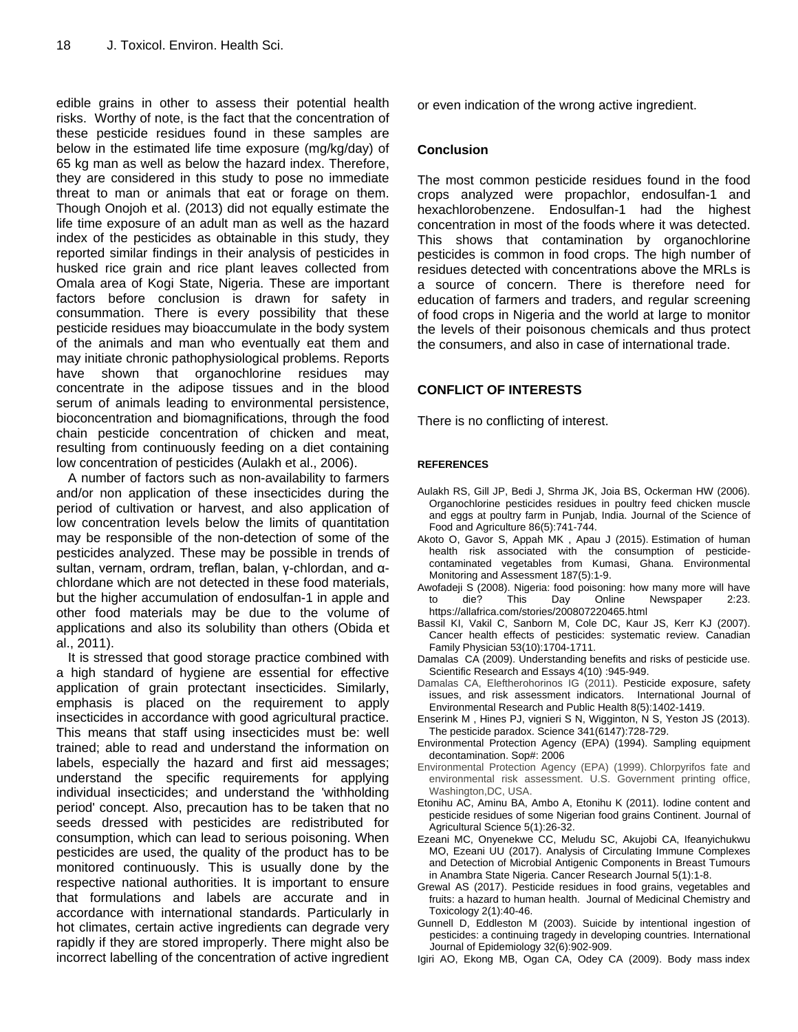edible grains in other to assess their potential health risks. Worthy of note, is the fact that the concentration of these pesticide residues found in these samples are below in the estimated life time exposure (mg/kg/day) of 65 kg man as well as below the hazard index. Therefore, they are considered in this study to pose no immediate threat to man or animals that eat or forage on them. Though Onojoh et al. (2013) did not equally estimate the life time exposure of an adult man as well as the hazard index of the pesticides as obtainable in this study, they reported similar findings in their analysis of pesticides in husked rice grain and rice plant leaves collected from Omala area of Kogi State, Nigeria. These are important factors before conclusion is drawn for safety in consummation. There is every possibility that these pesticide residues may bioaccumulate in the body system of the animals and man who eventually eat them and may initiate chronic pathophysiological problems. Reports have shown that organochlorine residues may concentrate in the adipose tissues and in the blood serum of animals leading to environmental persistence, bioconcentration and biomagnifications, through the food chain pesticide concentration of chicken and meat, resulting from continuously feeding on a diet containing low concentration of pesticides (Aulakh et al., 2006).

A number of factors such as non-availability to farmers and/or non application of these insecticides during the period of cultivation or harvest, and also application of low concentration levels below the limits of quantitation may be responsible of the non-detection of some of the pesticides analyzed. These may be possible in trends of sultan, vernam, ordram, treflan, balan, γ-chlordan, and α-chlordane which are not detected in these food materials, but the higher accumulation of endosulfan-1 in apple and other food materials may be due to the volume of applications and also its solubility than others (Obida et al., 2011).

It is stressed that good storage practice combined with a high standard of hygiene are essential for effective application of grain protectant insecticides. Similarly, emphasis is placed on the requirement to apply insecticides in accordance with good agricultural practice. This means that staff using insecticides must be: well trained; able to read and understand the information on labels, especially the hazard and first aid messages; understand the specific requirements for applying individual insecticides; and understand the 'withholding period' concept. Also, precaution has to be taken that no seeds dressed with pesticides are redistributed for consumption, which can lead to serious poisoning. When pesticides are used, the quality of the product has to be monitored continuously. This is usually done by the respective national authorities. It is important to ensure that formulations and labels are accurate and in accordance with international standards. Particularly in hot climates, certain active ingredients can degrade very rapidly if they are stored improperly. There might also be incorrect labelling of the concentration of active ingredient or even indication of the wrong active ingredient.

## Conclusion

The most common pesticide residues found in the food crops analyzed were propachlor, endosulfan-1 and hexachlorobenzene. Endosulfan-1 had the highest concentration in most of the foods where it was detected. This shows that contamination by organochlorine pesticides is common in food crops. The high number of residues detected with concentrations above the MRLs is a source of concern. There is therefore need for education of farmers and traders, and regular screening of food crops in Nigeria and the world at large to monitor the levels of their poisonous chemicals and thus protect the consumers, and also in case of international trade.

## CONFLICT OF INTERESTS

There is no conflicting of interest.

## REFERENCES

Aulakh RS, Gill JP, Bedi J, Shrma JK, Joia BS, Ockerman HW (2006). Organochlorine pesticides residues in poultry feed chicken muscle and eggs at poultry farm in Punjab, India. Journal of the Science of Food and Agriculture 86(5):741-744.

Akoto O, Gavor S, Appah MK , Apau J (2015). Estimation of human health risk associated with the consumption of pesticide-contaminated vegetables from Kumasi, Ghana. Environmental Monitoring and Assessment 187(5):1-9.

Awofadeji S (2008). Nigeria: food poisoning: how many more will have to die? This Day Online Newspaper 2:23. https://allafrica.com/stories/200807220465.html

Bassil KI, Vakil C, Sanborn M, Cole DC, Kaur JS, Kerr KJ (2007). Cancer health effects of pesticides: systematic review. Canadian Family Physician 53(10):1704-1711.

Damalas CA (2009). Understanding benefits and risks of pesticide use. Scientific Research and Essays 4(10) :945-949.

Damalas CA, Eleftherohorinos IG (2011). Pesticide exposure, safety issues, and risk assessment indicators. International Journal of Environmental Research and Public Health 8(5):1402-1419.

Enserink M , Hines PJ, vignieri S N, Wigginton, N S, Yeston JS (2013). The pesticide paradox. Science 341(6147):728-729.

Environmental Protection Agency (EPA) (1994). Sampling equipment decontamination. Sop#: 2006

Environmental Protection Agency (EPA) (1999). Chlorpyrifos fate and environmental risk assessment. U.S. Government printing office, Washington,DC, USA.

Etonihu AC, Aminu BA, Ambo A, Etonihu K (2011). Iodine content and pesticide residues of some Nigerian food grains Continent. Journal of Agricultural Science 5(1):26-32.

Ezeani MC, Onyenekwe CC, Meludu SC, Akujobi CA, Ifeanyichukwu MO, Ezeani UU (2017). Analysis of Circulating Immune Complexes and Detection of Microbial Antigenic Components in Breast Tumours in Anambra State Nigeria. Cancer Research Journal 5(1):1-8.

Grewal AS (2017). Pesticide residues in food grains, vegetables and fruits: a hazard to human health. Journal of Medicinal Chemistry and Toxicology 2(1):40-46.

Gunnell D, Eddleston M (2003). Suicide by intentional ingestion of pesticides: a continuing tragedy in developing countries. International Journal of Epidemiology 32(6):902-909.

Igiri AO, Ekong MB, Ogan CA, Odey CA (2009). Body mass index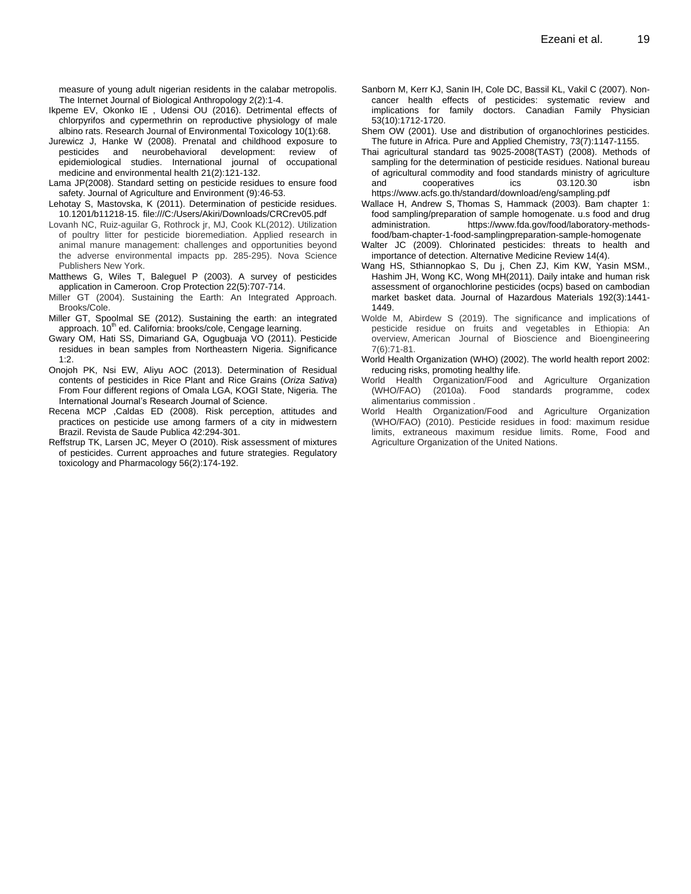measure of young adult nigerian residents in the calabar metropolis. The Internet Journal of Biological Anthropology 2(2):1-4.

Ikpeme EV, Okonko IE , Udensi OU (2016). Detrimental effects of chlorpyrifos and cypermethrin on reproductive physiology of male albino rats. Research Journal of Environmental Toxicology 10(1):68.

Jurewicz J, Hanke W (2008). Prenatal and childhood exposure to pesticides and neurobehavioral development: review of epidemiological studies. International journal of occupational medicine and environmental health 21(2):121-132.

Lama JP(2008). Standard setting on pesticide residues to ensure food safety. Journal of Agriculture and Environment (9):46-53.

Lehotay S, Mastovska, K (2011). Determination of pesticide residues. 10.1201/b11218-15. file:///C:/Users/Akiri/Downloads/CRCrev05.pdf

Lovanh NC, Ruiz-aguilar G, Rothrock jr, MJ, Cook KL(2012). Utilization of poultry litter for pesticide bioremediation. Applied research in animal manure management: challenges and opportunities beyond the adverse environmental impacts pp. 285-295). Nova Science Publishers New York.

Matthews G, Wiles T, Baleguel P (2003). A survey of pesticides application in Cameroon. Crop Protection 22(5):707-714.

Miller GT (2004). Sustaining the Earth: An Integrated Approach. Brooks/Cole.

Miller GT, Spoolmal SE (2012). Sustaining the earth: an integrated approach. 10th ed. California: brooks/cole, Cengage learning.

Gwary OM, Hati SS, Dimariand GA, Ogugbuaja VO (2011). Pesticide residues in bean samples from Northeastern Nigeria. Significance 1:2.

Onojoh PK, Nsi EW, Aliyu AOC (2013). Determination of Residual contents of pesticides in Rice Plant and Rice Grains (*Oriza Sativa*) From Four different regions of Omala LGA, KOGI State, Nigeria. The International Journal's Research Journal of Science.

Recena MCP ,Caldas ED (2008). Risk perception, attitudes and practices on pesticide use among farmers of a city in midwestern Brazil. Revista de Saude Publica 42:294-301.

Reffstrup TK, Larsen JC, Meyer O (2010). Risk assessment of mixtures of pesticides. Current approaches and future strategies. Regulatory toxicology and Pharmacology 56(2):174-192.

Sanborn M, Kerr KJ, Sanin IH, Cole DC, Bassil KL, Vakil C (2007). Non-cancer health effects of pesticides: systematic review and implications for family doctors. Canadian Family Physician 53(10):1712-1720.

Shem OW (2001). Use and distribution of organochlorines pesticides. The future in Africa. Pure and Applied Chemistry, 73(7):1147-1155.

Thai agricultural standard tas 9025-2008(TAST) (2008). Methods of sampling for the determination of pesticide residues. National bureau of agricultural commodity and food standards ministry of agriculture and cooperatives ics 03.120.30 isbn https://www.acfs.go.th/standard/download/eng/sampling.pdf

Wallace H, Andrew S, Thomas S, Hammack (2003). Bam chapter 1: food sampling/preparation of sample homogenate. u.s food and drug administration. https://www.fda.gov/food/laboratory-methods-food/bam-chapter-1-food-samplingpreparation-sample-homogenate

Walter JC (2009). Chlorinated pesticides: threats to health and importance of detection. Alternative Medicine Review 14(4).

Wang HS, Sthiannopkao S, Du j, Chen ZJ, Kim KW, Yasin MSM., Hashim JH, Wong KC, Wong MH(2011). Daily intake and human risk assessment of organochlorine pesticides (ocps) based on cambodian market basket data. Journal of Hazardous Materials 192(3):1441-1449.

Wolde M, Abirdew S (2019). The significance and implications of pesticide residue on fruits and vegetables in Ethiopia: An overview, American Journal of Bioscience and Bioengineering 7(6):71-81.

World Health Organization (WHO) (2002). The world health report 2002: reducing risks, promoting healthy life.

World Health Organization/Food and Agriculture Organization (WHO/FAO) (2010a). Food standards programme, codex alimentarius commission .

World Health Organization/Food and Agriculture Organization (WHO/FAO) (2010). Pesticide residues in food: maximum residue limits, extraneous maximum residue limits. Rome, Food and Agriculture Organization of the United Nations.